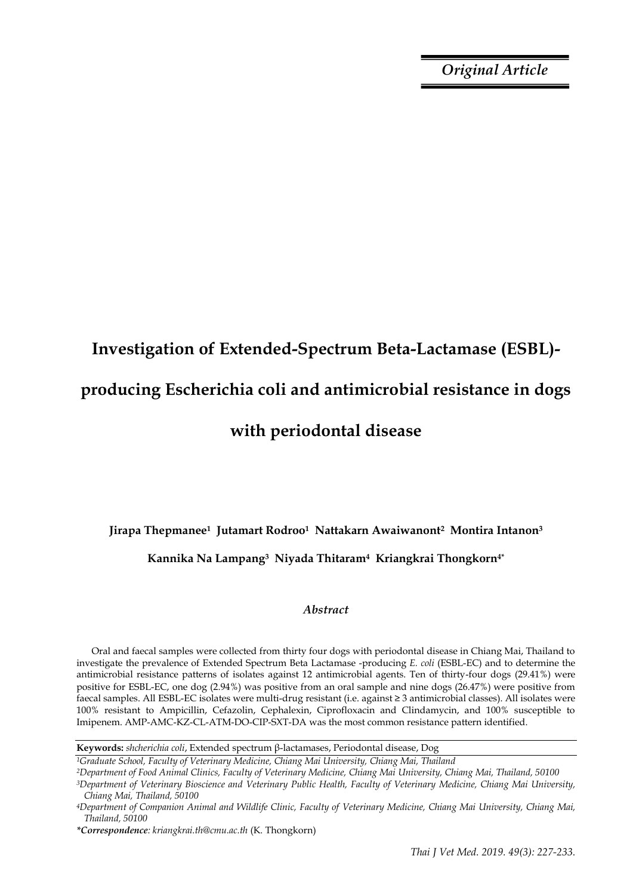*Original Article*

# Investigation of Extended-Spectrum Beta-Lactamase (ESBL)-producing Escherichia coli and antimicrobial resistance in dogs with periodontal disease

**Jirapa Thepmanee[1] Jutamart Rodroo[1] Nattakarn Awaiwanont[2] Montira Intanon[3]**

**Kannika Na Lampang[3] Niyada Thitaram[4] Kriangkrai Thongkorn[4*]**

### *Abstract*

Oral and faecal samples were collected from thirty four dogs with periodontal disease in Chiang Mai, Thailand to investigate the prevalence of Extended Spectrum Beta Lactamase -producing *E. coli* (ESBL-EC) and to determine the antimicrobial resistance patterns of isolates against 12 antimicrobial agents. Ten of thirty-four dogs (29.41%) were positive for ESBL-EC, one dog (2.94%) was positive from an oral sample and nine dogs (26.47%) were positive from faecal samples. All ESBL-EC isolates were multi-drug resistant (i.e. against ≥ 3 antimicrobial classes). All isolates were 100% resistant to Ampicillin, Cefazolin, Cephalexin, Ciprofloxacin and Clindamycin, and 100% susceptible to Imipenem. AMP-AMC-KZ-CL-ATM-DO-CIP-SXT-DA was the most common resistance pattern identified.

**Keywords:** *shcherichia coli*, Extended spectrum β-lactamases, Periodontal disease, Dog

*[1]Graduate School, Faculty of Veterinary Medicine, Chiang Mai University, Chiang Mai, Thailand*

*[2]Department of Food Animal Clinics, Faculty of Veterinary Medicine, Chiang Mai University, Chiang Mai, Thailand, 50100*

*[3]Department of Veterinary Bioscience and Veterinary Public Health, Faculty of Veterinary Medicine, Chiang Mai University, Chiang Mai, Thailand, 50100*

*[4]Department of Companion Animal and Wildlife Clinic, Faculty of Veterinary Medicine, Chiang Mai University, Chiang Mai, Thailand, 50100*

***Correspondence**: kriangkrai.th@cmu.ac.th* (K. Thongkorn)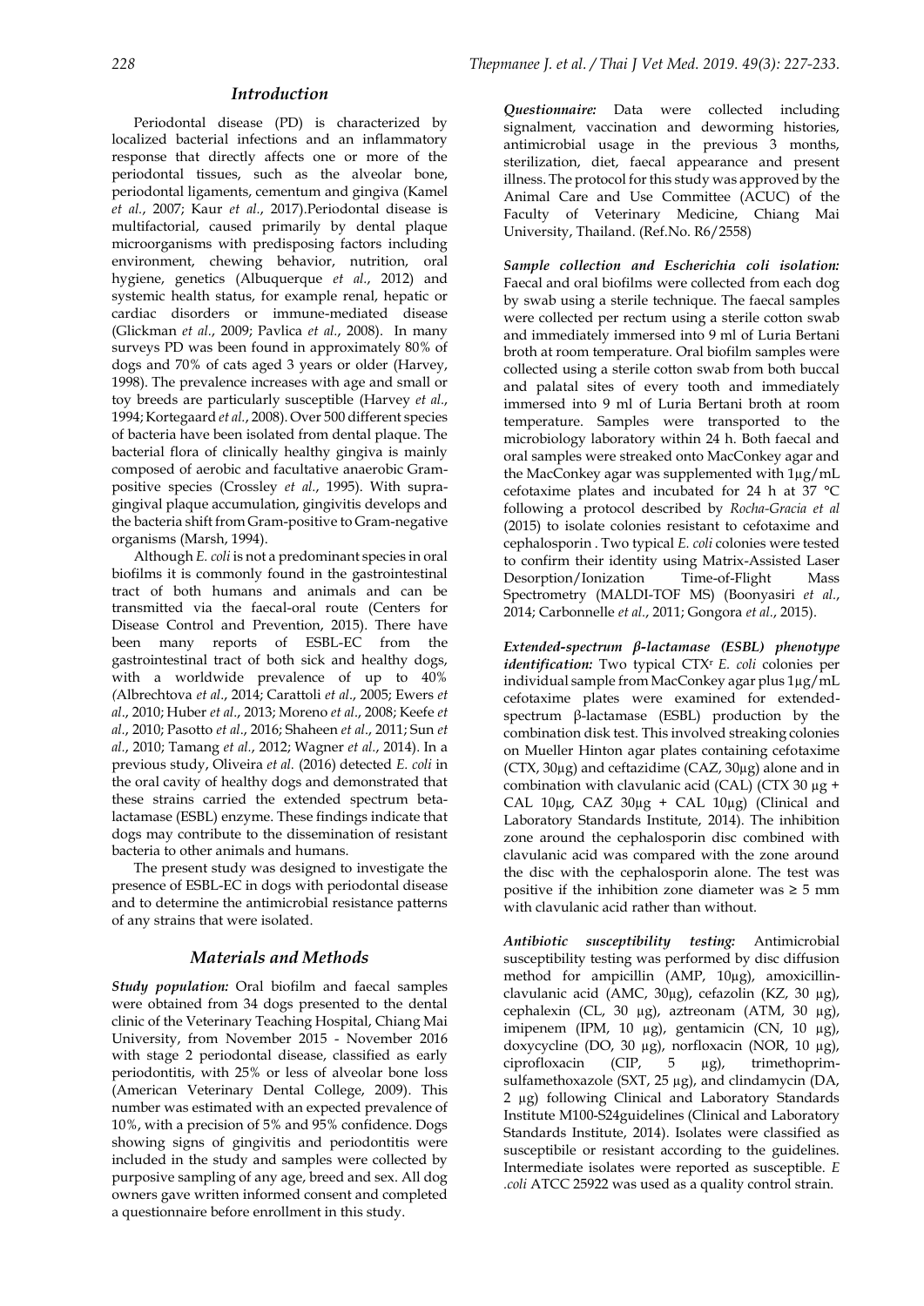## Introduction

Periodontal disease (PD) is characterized by localized bacterial infections and an inflammatory response that directly affects one or more of the periodontal tissues, such as the alveolar bone, periodontal ligaments, cementum and gingiva (Kamel *et al.*, 2007; Kaur *et al.*, 2017).Periodontal disease is multifactorial, caused primarily by dental plaque microorganisms with predisposing factors including environment, chewing behavior, nutrition, oral hygiene, genetics (Albuquerque *et al.*, 2012) and systemic health status, for example renal, hepatic or cardiac disorders or immune-mediated disease (Glickman *et al.*, 2009; Pavlica *et al.*, 2008). In many surveys PD was been found in approximately 80% of dogs and 70% of cats aged 3 years or older (Harvey, 1998). The prevalence increases with age and small or toy breeds are particularly susceptible (Harvey *et al.*, 1994; Kortegaard *et al.*, 2008). Over 500 different species of bacteria have been isolated from dental plaque. The bacterial flora of clinically healthy gingiva is mainly composed of aerobic and facultative anaerobic Gram-positive species (Crossley *et al.*, 1995). With supra-gingival plaque accumulation, gingivitis develops and the bacteria shift from Gram-positive to Gram-negative organisms (Marsh, 1994).

Although *E. coli* is not a predominant species in oral biofilms it is commonly found in the gastrointestinal tract of both humans and animals and can be transmitted via the faecal-oral route (Centers for Disease Control and Prevention, 2015). There have been many reports of ESBL-EC from the gastrointestinal tract of both sick and healthy dogs, with a worldwide prevalence of up to 40% (Albrechtova *et al*., 2014; Carattoli *et al*., 2005; Ewers *et al*., 2010; Huber *et al*., 2013; Moreno *et al*., 2008; Keefe *et al*., 2010; Pasotto *et al*., 2016; Shaheen *et al*., 2011; Sun *et al*., 2010; Tamang *et al*., 2012; Wagner *et al*., 2014). In a previous study, Oliveira *et al.* (2016) detected *E. coli* in the oral cavity of healthy dogs and demonstrated that these strains carried the extended spectrum beta-lactamase (ESBL) enzyme. These findings indicate that dogs may contribute to the dissemination of resistant bacteria to other animals and humans.

The present study was designed to investigate the presence of ESBL-EC in dogs with periodontal disease and to determine the antimicrobial resistance patterns of any strains that were isolated.

## Materials and Methods

***Study population:*** Oral biofilm and faecal samples were obtained from 34 dogs presented to the dental clinic of the Veterinary Teaching Hospital, Chiang Mai University, from November 2015 - November 2016 with stage 2 periodontal disease, classified as early periodontitis, with 25% or less of alveolar bone loss (American Veterinary Dental College, 2009). This number was estimated with an expected prevalence of 10%, with a precision of 5% and 95% confidence. Dogs showing signs of gingivitis and periodontitis were included in the study and samples were collected by purposive sampling of any age, breed and sex. All dog owners gave written informed consent and completed a questionnaire before enrollment in this study.

***Questionnaire:*** Data were collected including signalment, vaccination and deworming histories, antimicrobial usage in the previous 3 months, sterilization, diet, faecal appearance and present illness. The protocol for this study was approved by the Animal Care and Use Committee (ACUC) of the Faculty of Veterinary Medicine, Chiang Mai University, Thailand. (Ref.No. R6/2558)

***Sample collection and Escherichia coli isolation:*** Faecal and oral biofilms were collected from each dog by swab using a sterile technique. The faecal samples were collected per rectum using a sterile cotton swab and immediately immersed into 9 ml of Luria Bertani broth at room temperature. Oral biofilm samples were collected using a sterile cotton swab from both buccal and palatal sites of every tooth and immediately immersed into 9 ml of Luria Bertani broth at room temperature. Samples were transported to the microbiology laboratory within 24 h. Both faecal and oral samples were streaked onto MacConkey agar and the MacConkey agar was supplemented with 1μg/mL cefotaxime plates and incubated for 24 h at 37 °C following a protocol described by *Rocha-Gracia et al* (2015) to isolate colonies resistant to cefotaxime and cephalosporin . Two typical *E. coli* colonies were tested to confirm their identity using Matrix-Assisted Laser Desorption/Ionization Time-of-Flight Mass Spectrometry (MALDI-TOF MS) (Boonyasiri *et al*., 2014; Carbonnelle *et al.*, 2011; Gongora *et al*., 2015).

***Extended-spectrum β-lactamase (ESBL) phenotype identification:*** Two typical $CTX^r$ *E. coli* colonies per individual sample from MacConkey agar plus 1μg/mL cefotaxime plates were examined for extended-spectrum β-lactamase (ESBL) production by the combination disk test. This involved streaking colonies on Mueller Hinton agar plates containing cefotaxime (CTX, 30μg) and ceftazidime (CAZ, 30μg) alone and in combination with clavulanic acid (CAL) (CTX 30 μg + CAL 10μg, CAZ 30μg + CAL 10μg) (Clinical and Laboratory Standards Institute, 2014). The inhibition zone around the cephalosporin disc combined with clavulanic acid was compared with the zone around the disc with the cephalosporin alone. The test was positive if the inhibition zone diameter was ≥ 5 mm with clavulanic acid rather than without.

***Antibiotic susceptibility testing:*** Antimicrobial susceptibility testing was performed by disc diffusion method for ampicillin (AMP, 10μg), amoxicillin-clavulanic acid (AMC, 30μg), cefazolin (KZ, 30 μg), cephalexin (CL, 30 μg), aztreonam (ATM, 30 μg), imipenem (IPM, 10 μg), gentamicin (CN, 10 μg), doxycycline (DO, 30 μg), norfloxacin (NOR, 10 μg), ciprofloxacin (CIP, 5 μg), trimethoprim-sulfamethoxazole (SXT, 25 μg), and clindamycin (DA, 2 μg) following Clinical and Laboratory Standards Institute M100-S24guidelines (Clinical and Laboratory Standards Institute, 2014). Isolates were classified as susceptibile or resistant according to the guidelines. Intermediate isolates were reported as susceptible. *E .coli* ATCC 25922 was used as a quality control strain.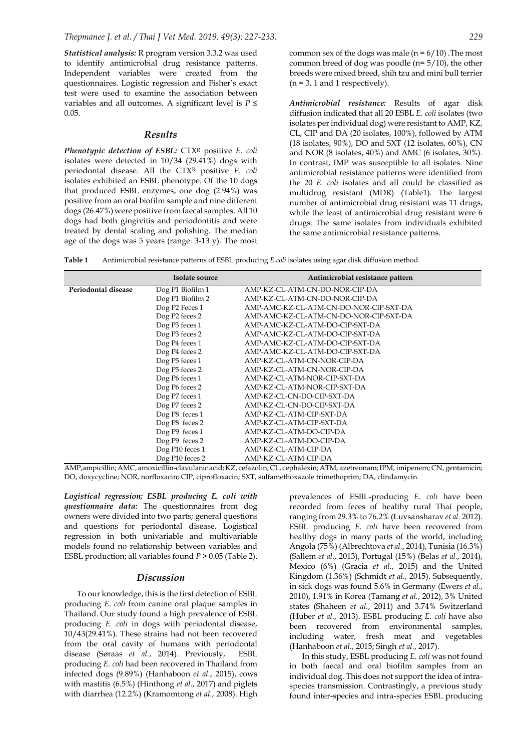***Statistical analysis:*** R program version 3.3.2 was used to identify antimicrobial drug resistance patterns. Independent variables were created from the questionnaires. Logistic regression and Fisher's exact test were used to examine the association between variables and all outcomes. A significant level is $P \leq 0.05$.

## *Results*

***Phenotypic detection of ESBL:*** CTX$^{R}$ positive *E. coli* isolates were detected in 10/34 (29.41%) dogs with periodontal disease. All the CTX$^{R}$ positive *E. coli* isolates exhibited an ESBL phenotype. Of the 10 dogs that produced ESBL enzymes, one dog (2.94%) was positive from an oral biofilm sample and nine different dogs (26.47%) were positive from faecal samples. All 10 dogs had both gingivitis and periodontitis and were treated by dental scaling and polishing. The median age of the dogs was 5 years (range: 3-13 y). The most common sex of the dogs was male (n = 6/10) .The most common breed of dog was poodle (n= 5/10), the other breeds were mixed breed, shih tzu and mini bull terrier (n = 3, 1 and 1 respectively).

***Antimicrobial resistance:*** Results of agar disk diffusion indicated that all 20 ESBL *E. coli* isolates (two isolates per individual dog) were resistant to AMP, KZ, CL, CIP and DA (20 isolates, 100%), followed by ATM (18 isolates, 90%), DO and SXT (12 isolates, 60%), CN and NOR (8 isolates, 40%) and AMC (6 isolates, 30%). In contrast, IMP was susceptible to all isolates. Nine antimicrobial resistance patterns were identified from the 20 *E. coli* isolates and all could be classified as multidrug resistant (MDR) (Table1). The largest number of antimicrobial drug resistant was 11 drugs, while the least of antimicrobial drug resistant were 6 drugs. The same isolates from individuals exhibited the same antimicrobial resistance patterns.

**Table 1** Antimicrobial resistance patterns of ESBL producing *E.coli* isolates using agar disk diffusion method.

| | Isolate source | Antimicrobial resistance pattern |
|---|---|---|
| **Periodontal disease** | Dog P1 Biofilm 1 | AMP-KZ-CL-ATM-CN-DO-NOR-CIP-DA |
| | Dog P1 Biofilm 2 | AMP-KZ-CL-ATM-CN-DO-NOR-CIP-DA |
| | Dog P2 Feces 1 | AMP-AMC-KZ-CL-ATM-CN-DO-NOR-CIP-SXT-DA |
| | Dog P2 feces 2 | AMP-AMC-KZ-CL-ATM-CN-DO-NOR-CIP-SXT-DA |
| | Dog P3 feces 1 | AMP-AMC-KZ-CL-ATM-DO-CIP-SXT-DA |
| | Dog P3 feces 2 | AMP-AMC-KZ-CL-ATM-DO-CIP-SXT-DA |
| | Dog P4 feces 1 | AMP-AMC-KZ-CL-ATM-DO-CIP-SXT-DA |
| | Dog P4 feces 2 | AMP-AMC-KZ-CL-ATM-DO-CIP-SXT-DA |
| | Dog P5 feces 1 | AMP-KZ-CL-ATM-CN-NOR-CIP-DA |
| | Dog P5 feces 2 | AMP-KZ-CL-ATM-CN-NOR-CIP-DA |
| | Dog P6 feces 1 | AMP-KZ-CL-ATM-NOR-CIP-SXT-DA |
| | Dog P6 feces 2 | AMP-KZ-CL-ATM-NOR-CIP-SXT-DA |
| | Dog P7 feces 1 | AMP-KZ-CL-CN-DO-CIP-SXT-DA |
| | Dog P7 feces 2 | AMP-KZ-CL-CN-DO-CIP-SXT-DA |
| | Dog P8 feces 1 | AMP-KZ-CL-ATM-CIP-SXT-DA |
| | Dog P8 feces 2 | AMP-KZ-CL-ATM-CIP-SXT-DA |
| | Dog P9 feces 1 | AMP-KZ-CL-ATM-DO-CIP-DA |
| | Dog P9 feces 2 | AMP-KZ-CL-ATM-DO-CIP-DA |
| | Dog P10 feces 1 | AMP-KZ-CL-ATM-CIP-DA |
| | Dog P10 feces 2 | AMP-KZ-CL-ATM-CIP-DA |

AMP,ampicillin; AMC, amoxicillin-clavulanic acid; KZ, cefazolin; CL, cephalexin; ATM, azetreonam; IPM, imipenem; CN, gentamicin; DO, doxycycline; NOR, norfloxacin; CIP, ciprofloxacin; SXT, sulfamethoxazole trimethoprim; DA, clindamycin.

***Logistical regression; ESBL producing E. coli with questionnaire data:*** The questionnaires from dog owners were divided into two parts; general questions and questions for periodontal disease. Logistical regression in both univariable and multivariable models found no relationship between variables and ESBL production; all variables found $P > 0.05$ (Table 2).

## *Discussion*

To our knowledge, this is the first detection of ESBL producing *E. coli* from canine oral plaque samples in Thailand. Our study found a high prevalence of ESBL producing *E .coli* in dogs with periodontal disease, 10/43(29.41%). These strains had not been recovered from the oral cavity of humans with periodontal disease (Søraas *et al*., 2014). Previously, ESBL producing *E. coli* had been recovered in Thailand from infected dogs (9.89%) (Hanhaboon *et al*., 2015), cows with mastitis (6.5%) (Hinthong *et al*., 2017) and piglets with diarrhea (12.2%) (Kramomtong *et al*., 2008). High prevalences of ESBL-producing *E. coli* have been recorded from feces of healthy rural Thai people, ranging from 29.3% to 76.2% (Luvsansharav *et al.* 2012). ESBL producing *E. coli* have been recovered from healthy dogs in many parts of the world, including Angola (75%) (Albrechtova *et al.*, 2014), Tunisia (16.3%) (Sallem *et al.*, 2013), Portugal (15%) (Belas *et al.*, 2014), Mexico (6%) (Gracia *et al.*, 2015) and the United Kingdom (1.36%) (Schmidt *et al.*, 2015). Subsequently, in sick dogs was found 5.6% in Germany (Ewers *et al.*, 2010), 1.91% in Korea (Tamang *et al.*, 2012), 3% United states (Shaheen *et al.*, 2011) and 3.74% Switzerland (Huber *et al.*, 2013). ESBL producing *E. coli* have also been recovered from environmental samples, including water, fresh meat and vegetables (Hanhaboon *et al.*, 2015; Singh *et al.*, 2017).

In this study, ESBL producing *E. coli* was not found in both faecal and oral biofilm samples from an individual dog. This does not support the idea of intra-species transmission. Contrastingly, a previous study found inter-species and intra-species ESBL producing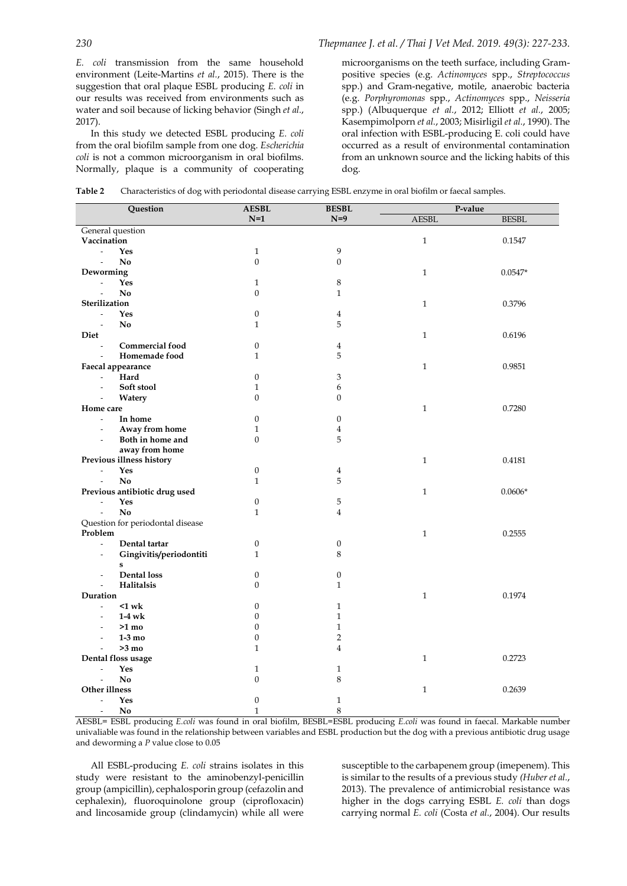*E. coli* transmission from the same household environment (Leite-Martins *et al*., 2015). There is the suggestion that oral plaque ESBL producing *E. coli* in our results was received from environments such as water and soil because of licking behavior (Singh *et al*., 2017).

In this study we detected ESBL producing *E. coli* from the oral biofilm sample from one dog. *Escherichia coli* is not a common microorganism in oral biofilms. Normally, plaque is a community of cooperating microorganisms on the teeth surface, including Gram-positive species (e.g. *Actinomyces* spp., *Streptococcus* spp.) and Gram-negative, motile, anaerobic bacteria (e.g. *Porphyromonas* spp., *Actinomyces* spp., *Neisseria* spp.) (Albuquerque *et al*., 2012; Elliott *et al*., 2005; Kasempimolporn *et al*., 2003; Misirligil *et al*., 1990). The oral infection with ESBL-producing E. coli could have occurred as a result of environmental contamination from an unknown source and the licking habits of this dog.

**Table 2** Characteristics of dog with periodontal disease carrying ESBL enzyme in oral biofilm or faecal samples.

| Question | AESBL N=1 | BESBL N=9 | P-value | |
|---|---|---|---|---|
| | | | AESBL | BESBL |
| General question | | | | |
| **Vaccination** | | | 1 | 0.1547 |
| - **Yes** | 1 | 9 | | |
| - **No** | 0 | 0 | | |
| **Deworming** | | | 1 | 0.0547* |
| - **Yes** | 1 | 8 | | |
| - **No** | 0 | 1 | | |
| **Sterilization** | | | 1 | 0.3796 |
| - **Yes** | 0 | 4 | | |
| - **No** | 1 | 5 | | |
| **Diet** | | | 1 | 0.6196 |
| - **Commercial food** | 0 | 4 | | |
| - **Homemade food** | 1 | 5 | | |
| **Faecal appearance** | | | 1 | 0.9851 |
| - **Hard** | 0 | 3 | | |
| - **Soft stool** | 1 | 6 | | |
| - **Watery** | 0 | 0 | | |
| **Home care** | | | 1 | 0.7280 |
| - **In home** | 0 | 0 | | |
| - **Away from home** | 1 | 4 | | |
| - **Both in home and away from home** | 0 | 5 | | |
| **Previous illness history** | | | 1 | 0.4181 |
| - **Yes** | 0 | 4 | | |
| - **No** | 1 | 5 | | |
| **Previous antibiotic drug used** | | | 1 | 0.0606* |
| - **Yes** | 0 | 5 | | |
| - **No** | 1 | 4 | | |
| Question for periodontal disease | | | | |
| **Problem** | | | 1 | 0.2555 |
| - **Dental tartar** | 0 | 0 | | |
| - **Gingivitis/periodontitis** | 1 | 8 | | |
| - **Dental loss** | 0 | 0 | | |
| - **Halitalsis** | 0 | 1 | | |
| **Duration** | | | 1 | 0.1974 |
| - **<1 wk** | 0 | 1 | | |
| - **1-4 wk** | 0 | 1 | | |
| - **>1 mo** | 0 | 1 | | |
| - **1-3 mo** | 0 | 2 | | |
| - **>3 mo** | 1 | 4 | | |
| **Dental floss usage** | | | 1 | 0.2723 |
| - **Yes** | 1 | 1 | | |
| - **No** | 0 | 8 | | |
| **Other illness** | | | 1 | 0.2639 |
| - **Yes** | 0 | 1 | | |
| - **No** | 1 | 8 | | |

AESBL= ESBL producing *E.coli* was found in oral biofilm, BESBL=ESBL producing *E.coli* was found in faecal. Markable number univaliable was found in the relationship between variables and ESBL production but the dog with a previous antibiotic drug usage and deworming a *P* value close to 0.05

All ESBL-producing *E. coli* strains isolates in this study were resistant to the aminobenzyl-penicillin group (ampicillin), cephalosporin group (cefazolin and cephalexin), fluoroquinolone group (ciprofloxacin) and lincosamide group (clindamycin) while all were susceptible to the carbapenem group (imepenem). This is similar to the results of a previous study *(Huber et al.*, 2013). The prevalence of antimicrobial resistance was higher in the dogs carrying ESBL *E. coli* than dogs carrying normal *E. coli* (Costa *et al*., 2004). Our results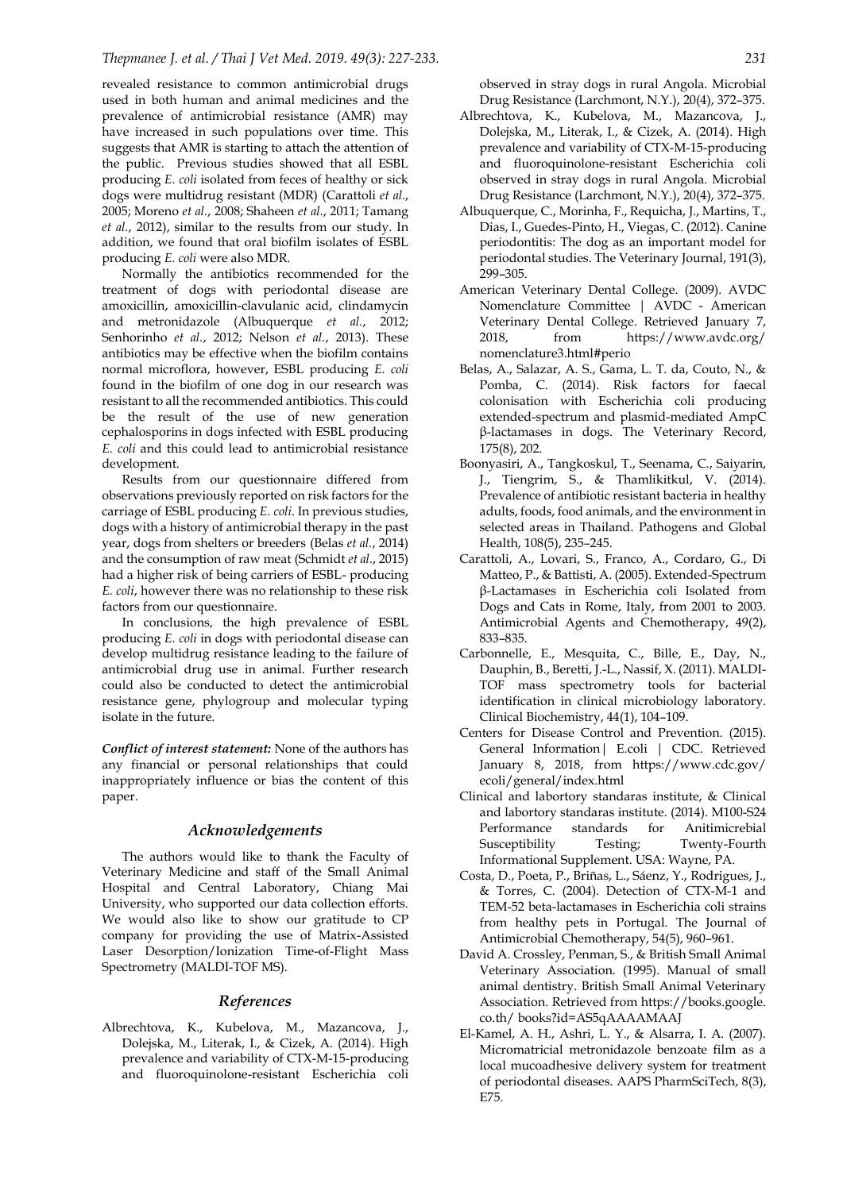revealed resistance to common antimicrobial drugs used in both human and animal medicines and the prevalence of antimicrobial resistance (AMR) may have increased in such populations over time. This suggests that AMR is starting to attach the attention of the public. Previous studies showed that all ESBL producing *E. coli* isolated from feces of healthy or sick dogs were multidrug resistant (MDR) (Carattoli *et al.*, 2005; Moreno *et al.*, 2008; Shaheen *et al.*, 2011; Tamang *et al.*, 2012), similar to the results from our study. In addition, we found that oral biofilm isolates of ESBL producing *E. coli* were also MDR.

Normally the antibiotics recommended for the treatment of dogs with periodontal disease are amoxicillin, amoxicillin-clavulanic acid, clindamycin and metronidazole (Albuquerque *et al.*, 2012; Senhorinho *et al.*, 2012; Nelson *et al.*, 2013). These antibiotics may be effective when the biofilm contains normal microflora, however, ESBL producing *E. coli* found in the biofilm of one dog in our research was resistant to all the recommended antibiotics. This could be the result of the use of new generation cephalosporins in dogs infected with ESBL producing *E. coli* and this could lead to antimicrobial resistance development.

Results from our questionnaire differed from observations previously reported on risk factors for the carriage of ESBL producing *E. coli*. In previous studies, dogs with a history of antimicrobial therapy in the past year, dogs from shelters or breeders (Belas *et al.*, 2014) and the consumption of raw meat (Schmidt *et al.*, 2015) had a higher risk of being carriers of ESBL- producing *E. coli*, however there was no relationship to these risk factors from our questionnaire.

In conclusions, the high prevalence of ESBL producing *E. coli* in dogs with periodontal disease can develop multidrug resistance leading to the failure of antimicrobial drug use in animal. Further research could also be conducted to detect the antimicrobial resistance gene, phylogroup and molecular typing isolate in the future.

***Conflict of interest statement:*** None of the authors has any financial or personal relationships that could inappropriately influence or bias the content of this paper.

## Acknowledgements

The authors would like to thank the Faculty of Veterinary Medicine and staff of the Small Animal Hospital and Central Laboratory, Chiang Mai University, who supported our data collection efforts. We would also like to show our gratitude to CP company for providing the use of Matrix-Assisted Laser Desorption/Ionization Time-of-Flight Mass Spectrometry (MALDI-TOF MS).

## References

Albrechtova, K., Kubelova, M., Mazancova, J., Dolejska, M., Literak, I., & Cizek, A. (2014). High prevalence and variability of CTX-M-15-producing and fluoroquinolone-resistant Escherichia coli observed in stray dogs in rural Angola. Microbial Drug Resistance (Larchmont, N.Y.), 20(4), 372–375.

Albrechtova, K., Kubelova, M., Mazancova, J., Dolejska, M., Literak, I., & Cizek, A. (2014). High prevalence and variability of CTX-M-15-producing and fluoroquinolone-resistant Escherichia coli observed in stray dogs in rural Angola. Microbial Drug Resistance (Larchmont, N.Y.), 20(4), 372–375.

Albuquerque, C., Morinha, F., Requicha, J., Martins, T., Dias, I., Guedes-Pinto, H., Viegas, C. (2012). Canine periodontitis: The dog as an important model for periodontal studies. The Veterinary Journal, 191(3), 299–305.

American Veterinary Dental College. (2009). AVDC Nomenclature Committee | AVDC - American Veterinary Dental College. Retrieved January 7, 2018, from https://www.avdc.org/nomenclature3.html#perio

Belas, A., Salazar, A. S., Gama, L. T. da, Couto, N., & Pomba, C. (2014). Risk factors for faecal colonisation with Escherichia coli producing extended-spectrum and plasmid-mediated AmpC β-lactamases in dogs. The Veterinary Record, 175(8), 202.

Boonyasiri, A., Tangkoskul, T., Seenama, C., Saiyarin, J., Tiengrim, S., & Thamlikitkul, V. (2014). Prevalence of antibiotic resistant bacteria in healthy adults, foods, food animals, and the environment in selected areas in Thailand. Pathogens and Global Health, 108(5), 235–245.

Carattoli, A., Lovari, S., Franco, A., Cordaro, G., Di Matteo, P., & Battisti, A. (2005). Extended-Spectrum β-Lactamases in Escherichia coli Isolated from Dogs and Cats in Rome, Italy, from 2001 to 2003. Antimicrobial Agents and Chemotherapy, 49(2), 833–835.

Carbonnelle, E., Mesquita, C., Bille, E., Day, N., Dauphin, B., Beretti, J.-L., Nassif, X. (2011). MALDI-TOF mass spectrometry tools for bacterial identification in clinical microbiology laboratory. Clinical Biochemistry, 44(1), 104–109.

Centers for Disease Control and Prevention. (2015). General Information| E.coli | CDC. Retrieved January 8, 2018, from https://www.cdc.gov/ecoli/general/index.html

Clinical and labortory standaras institute, & Clinical and labortory standaras institute. (2014). M100-S24 Performance standards for Anitimicrebial Susceptibility Testing; Twenty-Fourth Informational Supplement. USA: Wayne, PA.

Costa, D., Poeta, P., Briñas, L., Sáenz, Y., Rodrigues, J., & Torres, C. (2004). Detection of CTX-M-1 and TEM-52 beta-lactamases in Escherichia coli strains from healthy pets in Portugal. The Journal of Antimicrobial Chemotherapy, 54(5), 960–961.

David A. Crossley, Penman, S., & British Small Animal Veterinary Association. (1995). Manual of small animal dentistry. British Small Animal Veterinary Association. Retrieved from https://books.google.co.th/ books?id=AS5qAAAAMAAJ

El-Kamel, A. H., Ashri, L. Y., & Alsarra, I. A. (2007). Micromatricial metronidazole benzoate film as a local mucoadhesive delivery system for treatment of periodontal diseases. AAPS PharmSciTech, 8(3), E75.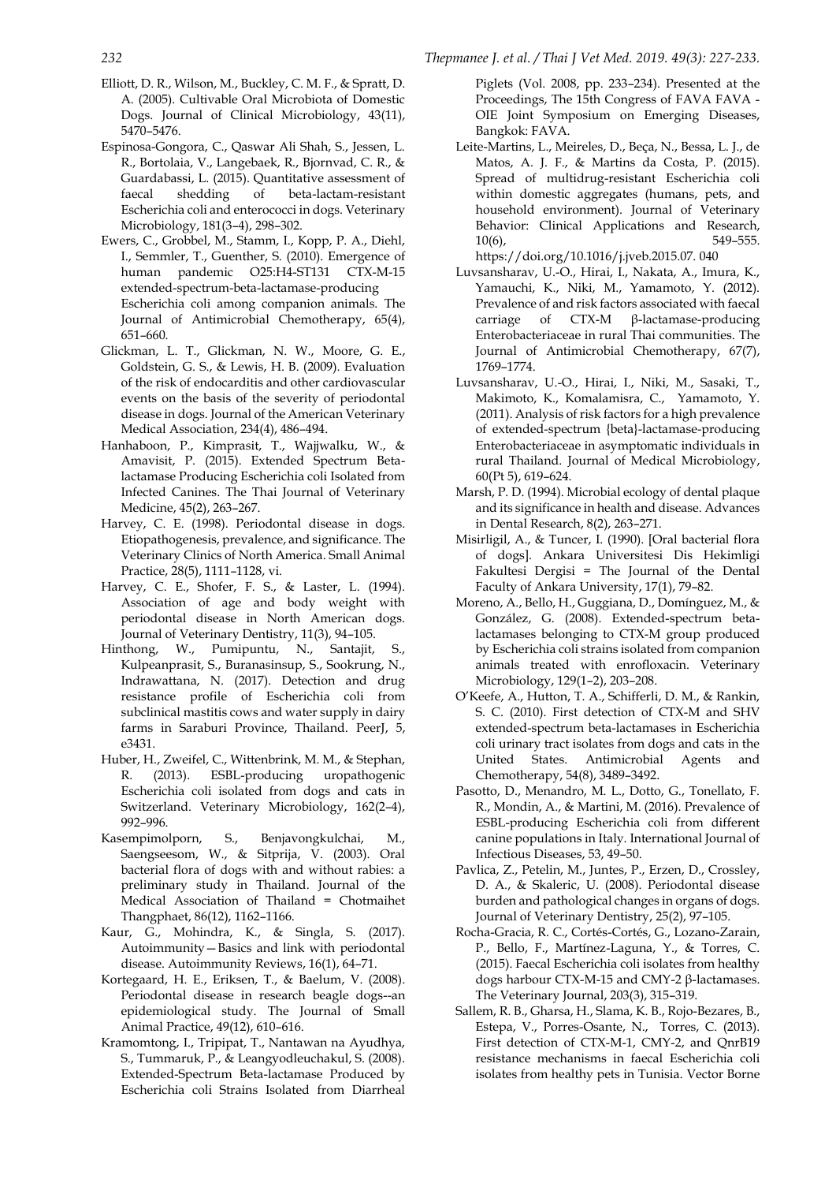Elliott, D. R., Wilson, M., Buckley, C. M. F., & Spratt, D. A. (2005). Cultivable Oral Microbiota of Domestic Dogs. Journal of Clinical Microbiology, 43(11), 5470–5476.

Espinosa-Gongora, C., Qaswar Ali Shah, S., Jessen, L. R., Bortolaia, V., Langebaek, R., Bjornvad, C. R., & Guardabassi, L. (2015). Quantitative assessment of faecal shedding of beta-lactam-resistant Escherichia coli and enterococci in dogs. Veterinary Microbiology, 181(3–4), 298–302.

Ewers, C., Grobbel, M., Stamm, I., Kopp, P. A., Diehl, I., Semmler, T., Guenther, S. (2010). Emergence of human pandemic O25:H4-ST131 CTX-M-15 extended-spectrum-beta-lactamase-producing Escherichia coli among companion animals. The Journal of Antimicrobial Chemotherapy, 65(4), 651–660.

Glickman, L. T., Glickman, N. W., Moore, G. E., Goldstein, G. S., & Lewis, H. B. (2009). Evaluation of the risk of endocarditis and other cardiovascular events on the basis of the severity of periodontal disease in dogs. Journal of the American Veterinary Medical Association, 234(4), 486–494.

Hanhaboon, P., Kimprasit, T., Wajjwalku, W., & Amavisit, P. (2015). Extended Spectrum Beta-lactamase Producing Escherichia coli Isolated from Infected Canines. The Thai Journal of Veterinary Medicine, 45(2), 263–267.

Harvey, C. E. (1998). Periodontal disease in dogs. Etiopathogenesis, prevalence, and significance. The Veterinary Clinics of North America. Small Animal Practice, 28(5), 1111–1128, vi.

Harvey, C. E., Shofer, F. S., & Laster, L. (1994). Association of age and body weight with periodontal disease in North American dogs. Journal of Veterinary Dentistry, 11(3), 94–105.

Hinthong, W., Pumipuntu, N., Santajit, S., Kulpeanprasit, S., Buranasinsup, S., Sookrung, N., Indrawattana, N. (2017). Detection and drug resistance profile of Escherichia coli from subclinical mastitis cows and water supply in dairy farms in Saraburi Province, Thailand. PeerJ, 5, e3431.

Huber, H., Zweifel, C., Wittenbrink, M. M., & Stephan, R. (2013). ESBL-producing uropathogenic Escherichia coli isolated from dogs and cats in Switzerland. Veterinary Microbiology, 162(2–4), 992–996.

Kasempimolporn, S., Benjavongkulchai, M., Saengseesom, W., & Sitprija, V. (2003). Oral bacterial flora of dogs with and without rabies: a preliminary study in Thailand. Journal of the Medical Association of Thailand = Chotmaihet Thangphaet, 86(12), 1162–1166.

Kaur, G., Mohindra, K., & Singla, S. (2017). Autoimmunity—Basics and link with periodontal disease. Autoimmunity Reviews, 16(1), 64–71.

Kortegaard, H. E., Eriksen, T., & Baelum, V. (2008). Periodontal disease in research beagle dogs--an epidemiological study. The Journal of Small Animal Practice, 49(12), 610–616.

Kramomtong, I., Tripipat, T., Nantawan na Ayudhya, S., Tummaruk, P., & Leangyodleuchakul, S. (2008). Extended-Spectrum Beta-lactamase Produced by Escherichia coli Strains Isolated from Diarrheal Piglets (Vol. 2008, pp. 233–234). Presented at the Proceedings, The 15th Congress of FAVA FAVA - OIE Joint Symposium on Emerging Diseases, Bangkok: FAVA.

Leite-Martins, L., Meireles, D., Beça, N., Bessa, L. J., de Matos, A. J. F., & Martins da Costa, P. (2015). Spread of multidrug-resistant Escherichia coli within domestic aggregates (humans, pets, and household environment). Journal of Veterinary Behavior: Clinical Applications and Research, 10(6), 549–555. https://doi.org/10.1016/j.jveb.2015.07. 040

Luvsansharav, U.-O., Hirai, I., Nakata, A., Imura, K., Yamauchi, K., Niki, M., Yamamoto, Y. (2012). Prevalence of and risk factors associated with faecal carriage of CTX-M β-lactamase-producing Enterobacteriaceae in rural Thai communities. The Journal of Antimicrobial Chemotherapy, 67(7), 1769–1774.

Luvsansharav, U.-O., Hirai, I., Niki, M., Sasaki, T., Makimoto, K., Komalamisra, C., Yamamoto, Y. (2011). Analysis of risk factors for a high prevalence of extended-spectrum {beta}-lactamase-producing Enterobacteriaceae in asymptomatic individuals in rural Thailand. Journal of Medical Microbiology, 60(Pt 5), 619–624.

Marsh, P. D. (1994). Microbial ecology of dental plaque and its significance in health and disease. Advances in Dental Research, 8(2), 263–271.

Misirligil, A., & Tuncer, I. (1990). [Oral bacterial flora of dogs]. Ankara Universitesi Dis Hekimligi Fakultesi Dergisi = The Journal of the Dental Faculty of Ankara University, 17(1), 79–82.

Moreno, A., Bello, H., Guggiana, D., Domínguez, M., & González, G. (2008). Extended-spectrum beta-lactamases belonging to CTX-M group produced by Escherichia coli strains isolated from companion animals treated with enrofloxacin. Veterinary Microbiology, 129(1–2), 203–208.

O'Keefe, A., Hutton, T. A., Schifferli, D. M., & Rankin, S. C. (2010). First detection of CTX-M and SHV extended-spectrum beta-lactamases in Escherichia coli urinary tract isolates from dogs and cats in the United States. Antimicrobial Agents and Chemotherapy, 54(8), 3489–3492.

Pasotto, D., Menandro, M. L., Dotto, G., Tonellato, F. R., Mondin, A., & Martini, M. (2016). Prevalence of ESBL-producing Escherichia coli from different canine populations in Italy. International Journal of Infectious Diseases, 53, 49–50.

Pavlica, Z., Petelin, M., Juntes, P., Erzen, D., Crossley, D. A., & Skaleric, U. (2008). Periodontal disease burden and pathological changes in organs of dogs. Journal of Veterinary Dentistry, 25(2), 97–105.

Rocha-Gracia, R. C., Cortés-Cortés, G., Lozano-Zarain, P., Bello, F., Martínez-Laguna, Y., & Torres, C. (2015). Faecal Escherichia coli isolates from healthy dogs harbour CTX-M-15 and CMY-2 β-lactamases. The Veterinary Journal, 203(3), 315–319.

Sallem, R. B., Gharsa, H., Slama, K. B., Rojo-Bezares, B., Estepa, V., Porres-Osante, N., Torres, C. (2013). First detection of CTX-M-1, CMY-2, and QnrB19 resistance mechanisms in faecal Escherichia coli isolates from healthy pets in Tunisia. Vector Borne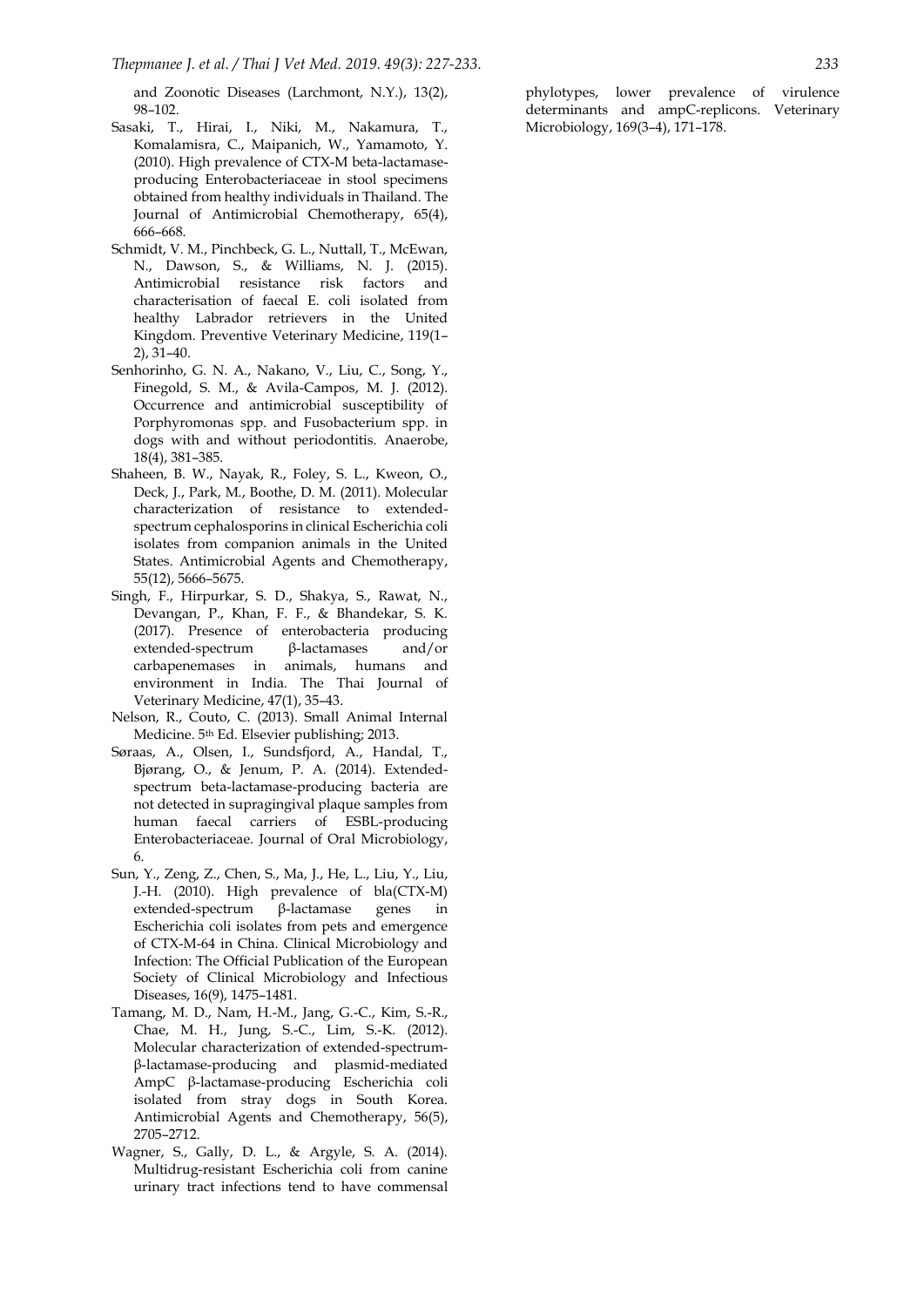and Zoonotic Diseases (Larchmont, N.Y.), 13(2), 98–102.

Sasaki, T., Hirai, I., Niki, M., Nakamura, T., Komalamisra, C., Maipanich, W., Yamamoto, Y. (2010). High prevalence of CTX-M beta-lactamase-producing Enterobacteriaceae in stool specimens obtained from healthy individuals in Thailand. The Journal of Antimicrobial Chemotherapy, 65(4), 666–668.

Schmidt, V. M., Pinchbeck, G. L., Nuttall, T., McEwan, N., Dawson, S., & Williams, N. J. (2015). Antimicrobial resistance risk factors and characterisation of faecal E. coli isolated from healthy Labrador retrievers in the United Kingdom. Preventive Veterinary Medicine, 119(1–2), 31–40.

Senhorinho, G. N. A., Nakano, V., Liu, C., Song, Y., Finegold, S. M., & Avila-Campos, M. J. (2012). Occurrence and antimicrobial susceptibility of Porphyromonas spp. and Fusobacterium spp. in dogs with and without periodontitis. Anaerobe, 18(4), 381–385.

Shaheen, B. W., Nayak, R., Foley, S. L., Kweon, O., Deck, J., Park, M., Boothe, D. M. (2011). Molecular characterization of resistance to extended-spectrum cephalosporins in clinical Escherichia coli isolates from companion animals in the United States. Antimicrobial Agents and Chemotherapy, 55(12), 5666–5675.

Singh, F., Hirpurkar, S. D., Shakya, S., Rawat, N., Devangan, P., Khan, F. F., & Bhandekar, S. K. (2017). Presence of enterobacteria producing extended-spectrum β-lactamases and/or carbapenemases in animals, humans and environment in India. The Thai Journal of Veterinary Medicine, 47(1), 35–43.

Nelson, R., Couto, C. (2013). Small Animal Internal Medicine. 5th Ed. Elsevier publishing; 2013.

Søraas, A., Olsen, I., Sundsfjord, A., Handal, T., Bjørang, O., & Jenum, P. A. (2014). Extended-spectrum beta-lactamase-producing bacteria are not detected in supragingival plaque samples from human faecal carriers of ESBL-producing Enterobacteriaceae. Journal of Oral Microbiology, 6.

Sun, Y., Zeng, Z., Chen, S., Ma, J., He, L., Liu, Y., Liu, J.-H. (2010). High prevalence of bla(CTX-M) extended-spectrum β-lactamase genes in Escherichia coli isolates from pets and emergence of CTX-M-64 in China. Clinical Microbiology and Infection: The Official Publication of the European Society of Clinical Microbiology and Infectious Diseases, 16(9), 1475–1481.

Tamang, M. D., Nam, H.-M., Jang, G.-C., Kim, S.-R., Chae, M. H., Jung, S.-C., Lim, S.-K. (2012). Molecular characterization of extended-spectrum-β-lactamase-producing and plasmid-mediated AmpC β-lactamase-producing Escherichia coli isolated from stray dogs in South Korea. Antimicrobial Agents and Chemotherapy, 56(5), 2705–2712.

Wagner, S., Gally, D. L., & Argyle, S. A. (2014). Multidrug-resistant Escherichia coli from canine urinary tract infections tend to have commensal phylotypes, lower prevalence of virulence determinants and ampC-replicons. Veterinary Microbiology, 169(3–4), 171–178.